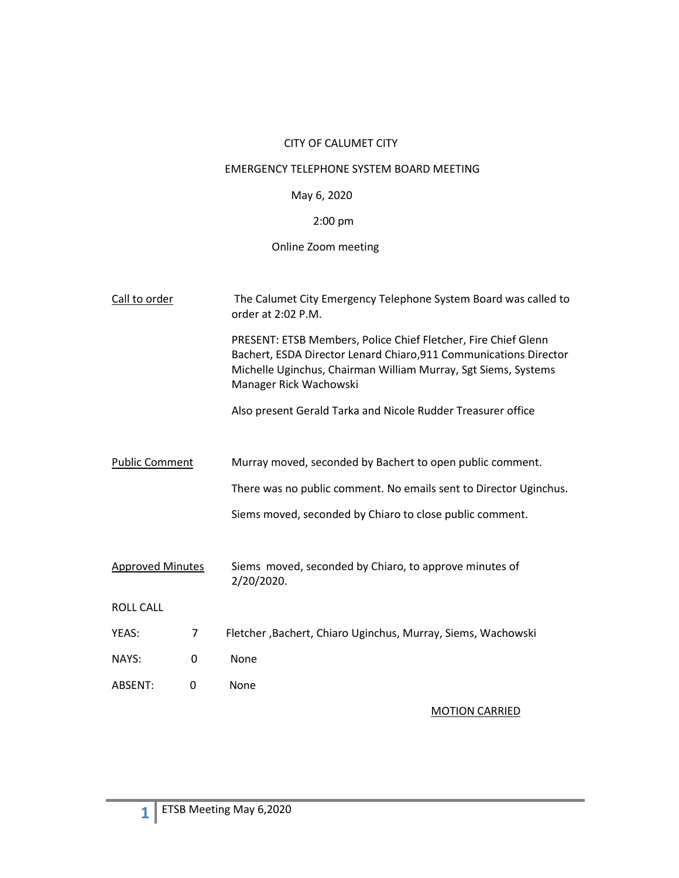CITY OF CALUMET CITY

EMERGENCY TELEPHONE SYSTEM BOARD MEETING

May 6, 2020

2:00 pm

Online Zoom meeting

<u>Call to order</u>

The Calumet City Emergency Telephone System Board was called to order at 2:02 P.M.

PRESENT: ETSB Members, Police Chief Fletcher, Fire Chief Glenn Bachert, ESDA Director Lenard Chiaro,911 Communications Director Michelle Uginchus, Chairman William Murray, Sgt Siems, Systems Manager Rick Wachowski

Also present Gerald Tarka and Nicole Rudder Treasurer office

<u>Public Comment</u>

Murray moved, seconded by Bachert to open public comment.

There was no public comment. No emails sent to Director Uginchus.

Siems moved, seconded by Chiaro to close public comment.

<u>Approved Minutes</u>

Siems moved, seconded by Chiaro, to approve minutes of 2/20/2020.

ROLL CALL

| | | |
|---|---|---|
| YEAS: | 7 | Fletcher ,Bachert, Chiaro Uginchus, Murray, Siems, Wachowski |
| NAYS: | 0 | None |
| ABSENT: | 0 | None |

<u>MOTION CARRIED</u>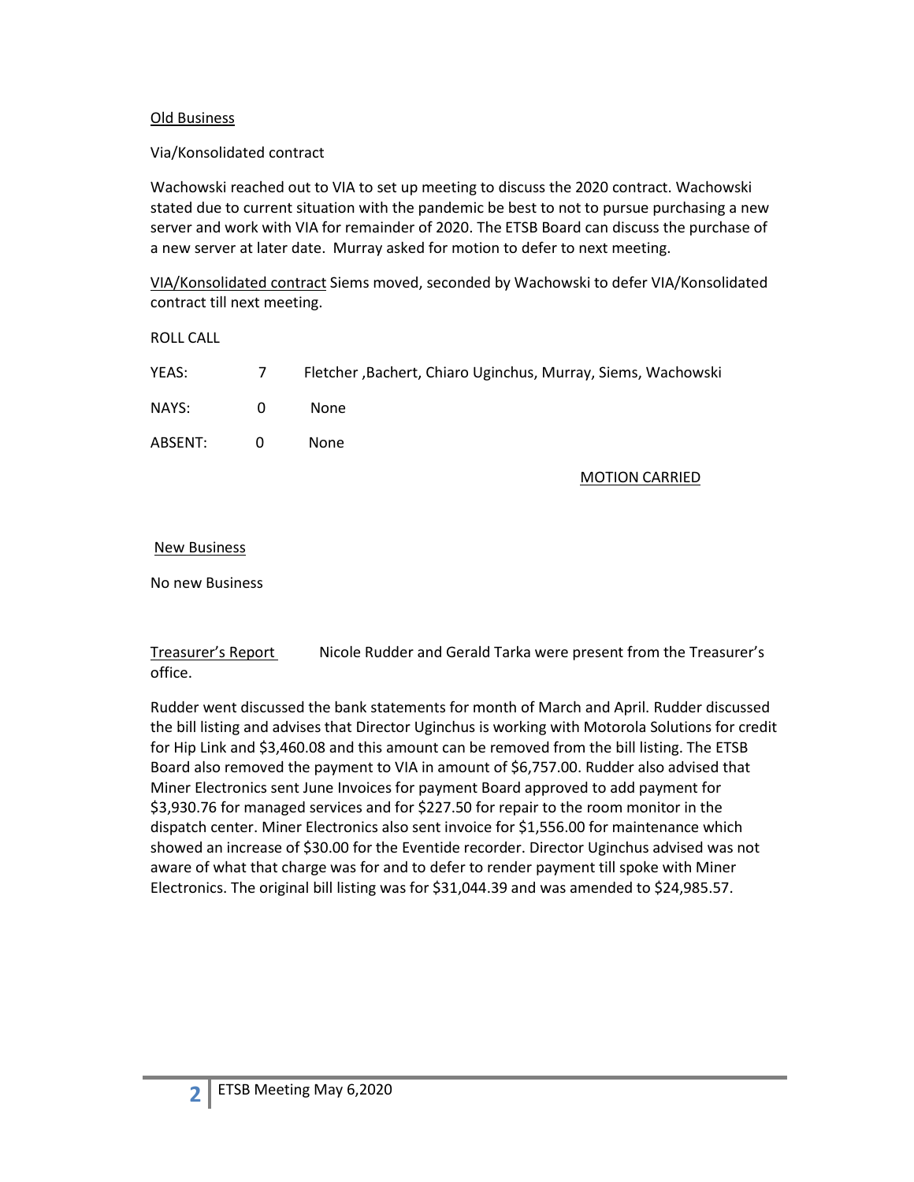Old Business

Via/Konsolidated contract

Wachowski reached out to VIA to set up meeting to discuss the 2020 contract. Wachowski stated due to current situation with the pandemic be best to not to pursue purchasing a new server and work with VIA for remainder of 2020. The ETSB Board can discuss the purchase of a new server at later date. Murray asked for motion to defer to next meeting.

VIA/Konsolidated contract Siems moved, seconded by Wachowski to defer VIA/Konsolidated contract till next meeting.

ROLL CALL

| | | |
|---|---|---|
| YEAS: | 7 | Fletcher ,Bachert, Chiaro Uginchus, Murray, Siems, Wachowski |
| NAYS: | 0 | None |
| ABSENT: | 0 | None |

MOTION CARRIED

New Business

No new Business

Treasurer's Report Nicole Rudder and Gerald Tarka were present from the Treasurer's office.

Rudder went discussed the bank statements for month of March and April. Rudder discussed the bill listing and advises that Director Uginchus is working with Motorola Solutions for credit for Hip Link and $3,460.08 and this amount can be removed from the bill listing. The ETSB Board also removed the payment to VIA in amount of $6,757.00. Rudder also advised that Miner Electronics sent June Invoices for payment Board approved to add payment for $3,930.76 for managed services and for $227.50 for repair to the room monitor in the dispatch center. Miner Electronics also sent invoice for $1,556.00 for maintenance which showed an increase of $30.00 for the Eventide recorder. Director Uginchus advised was not aware of what that charge was for and to defer to render payment till spoke with Miner Electronics. The original bill listing was for $31,044.39 and was amended to $24,985.57.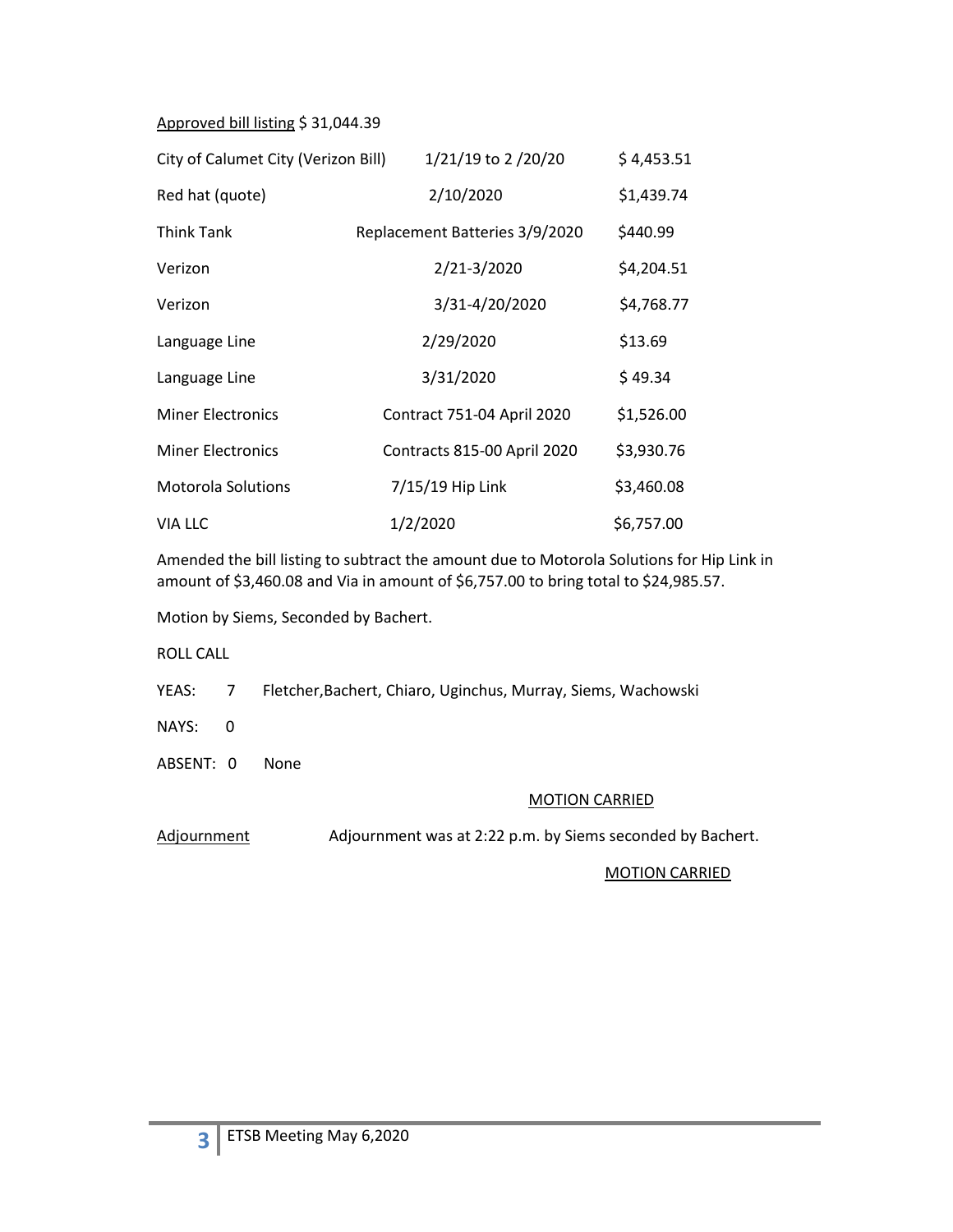Approved bill listing $ 31,044.39

| | | |
|---|---|---|
| City of Calumet City (Verizon Bill) | 1/21/19 to 2 /20/20 | $ 4,453.51 |
| Red hat (quote) | 2/10/2020 | $1,439.74 |
| Think Tank | Replacement Batteries 3/9/2020 | $440.99 |
| Verizon | 2/21-3/2020 | $4,204.51 |
| Verizon | 3/31-4/20/2020 | $4,768.77 |
| Language Line | 2/29/2020 | $13.69 |
| Language Line | 3/31/2020 | $ 49.34 |
| Miner Electronics | Contract 751-04 April 2020 | $1,526.00 |
| Miner Electronics | Contracts 815-00 April 2020 | $3,930.76 |
| Motorola Solutions | 7/15/19 Hip Link | $3,460.08 |
| VIA LLC | 1/2/2020 | $6,757.00 |

Amended the bill listing to subtract the amount due to Motorola Solutions for Hip Link in amount of $3,460.08 and Via in amount of $6,757.00 to bring total to $24,985.57.

Motion by Siems, Seconded by Bachert.

ROLL CALL

YEAS: 7 Fletcher,Bachert, Chiaro, Uginchus, Murray, Siems, Wachowski

NAYS: 0

ABSENT: 0 None

MOTION CARRIED

Adjournment Adjournment was at 2:22 p.m. by Siems seconded by Bachert.

MOTION CARRIED